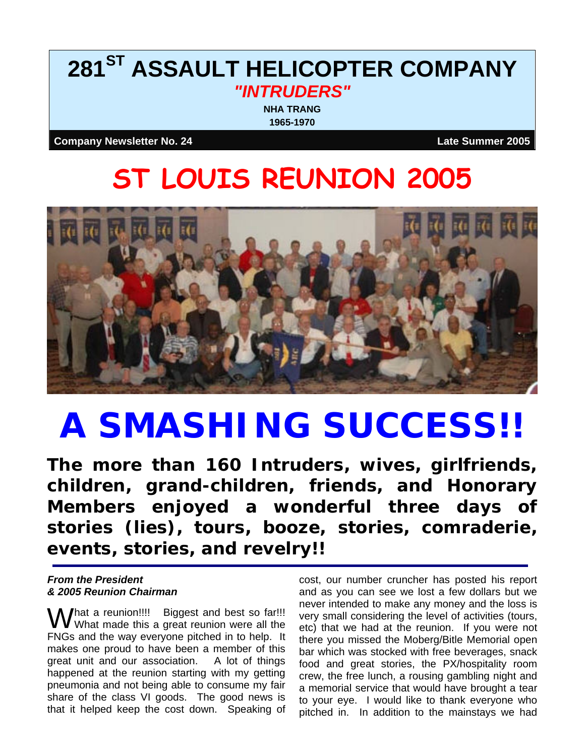# 281[ST] ASSAULT HELICOPTER COMPANY

***"INTRUDERS"***

**NHA TRANG**

**1965-1970**

**Company Newsletter No. 24** **Late Summer 2005**

# ST LOUIS REUNION 2005

# A SMASHING SUCCESS!!

**The more than 160 Intruders, wives, girlfriends, children, grand-children, friends, and Honorary Members enjoyed a wonderful three days of stories (lies), tours, booze, stories, comraderie, events, stories, and revelry!!**

***From the President***
***& 2005 Reunion Chairman***

What a reunion!!!! Biggest and best so far!!! What made this a great reunion were all the FNGs and the way everyone pitched in to help. It makes one proud to have been a member of this great unit and our association. A lot of things happened at the reunion starting with my getting pneumonia and not being able to consume my fair share of the class VI goods. The good news is that it helped keep the cost down. Speaking of cost, our number cruncher has posted his report and as you can see we lost a few dollars but we never intended to make any money and the loss is very small considering the level of activities (tours, etc) that we had at the reunion. If you were not there you missed the Moberg/Bitle Memorial open bar which was stocked with free beverages, snack food and great stories, the PX/hospitality room crew, the free lunch, a rousing gambling night and a memorial service that would have brought a tear to your eye. I would like to thank everyone who pitched in. In addition to the mainstays we had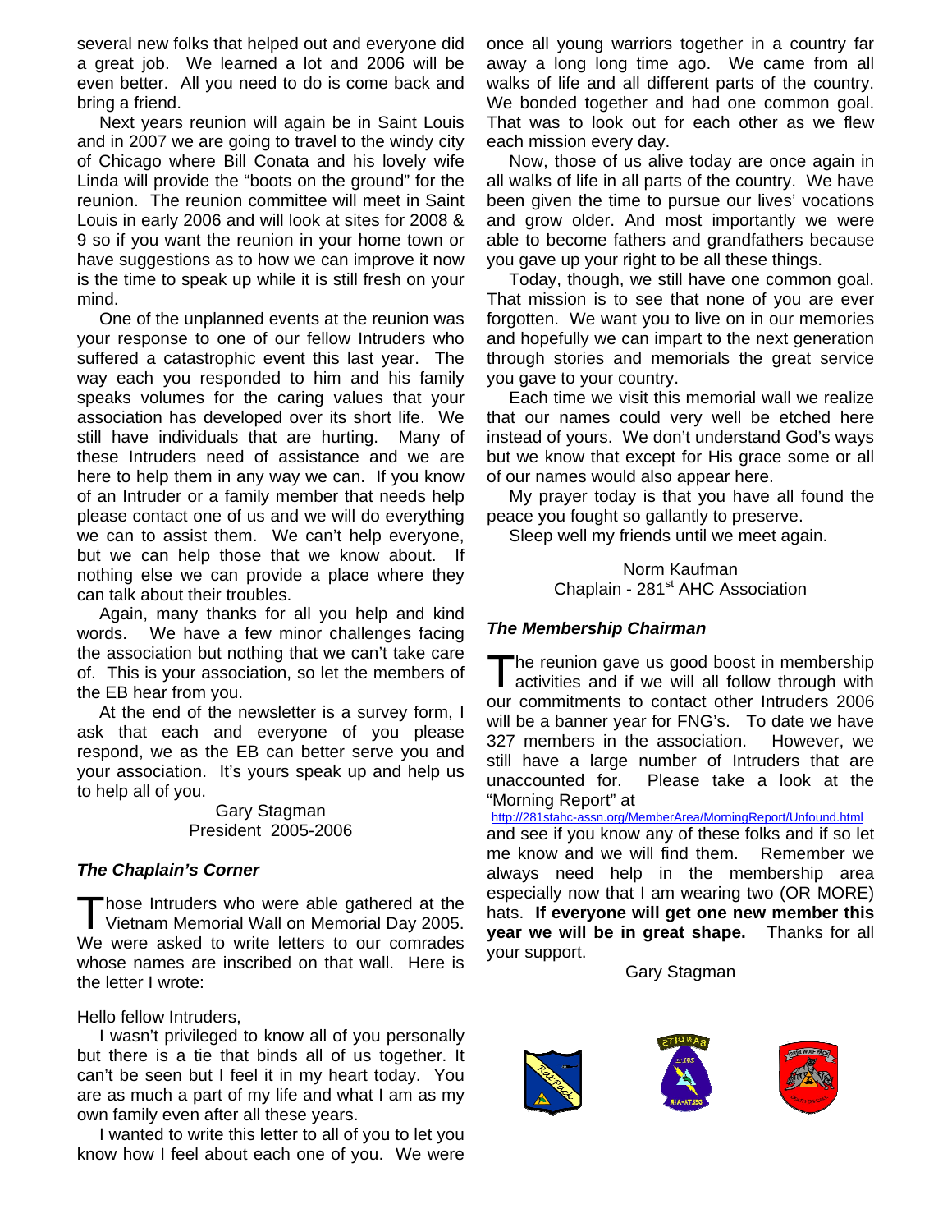several new folks that helped out and everyone did a great job. We learned a lot and 2006 will be even better. All you need to do is come back and bring a friend.

Next years reunion will again be in Saint Louis and in 2007 we are going to travel to the windy city of Chicago where Bill Conata and his lovely wife Linda will provide the "boots on the ground" for the reunion. The reunion committee will meet in Saint Louis in early 2006 and will look at sites for 2008 & 9 so if you want the reunion in your home town or have suggestions as to how we can improve it now is the time to speak up while it is still fresh on your mind.

One of the unplanned events at the reunion was your response to one of our fellow Intruders who suffered a catastrophic event this last year. The way each you responded to him and his family speaks volumes for the caring values that your association has developed over its short life. We still have individuals that are hurting. Many of these Intruders need of assistance and we are here to help them in any way we can. If you know of an Intruder or a family member that needs help please contact one of us and we will do everything we can to assist them. We can't help everyone, but we can help those that we know about. If nothing else we can provide a place where they can talk about their troubles.

Again, many thanks for all you help and kind words. We have a few minor challenges facing the association but nothing that we can't take care of. This is your association, so let the members of the EB hear from you.

At the end of the newsletter is a survey form, I ask that each and everyone of you please respond, we as the EB can better serve you and your association. It's yours speak up and help us to help all of you.

Gary Stagman
President 2005-2006

### *The Chaplain's Corner*

Those Intruders who were able gathered at the Vietnam Memorial Wall on Memorial Day 2005. We were asked to write letters to our comrades whose names are inscribed on that wall. Here is the letter I wrote:

Hello fellow Intruders,

I wasn't privileged to know all of you personally but there is a tie that binds all of us together. It can't be seen but I feel it in my heart today. You are as much a part of my life and what I am as my own family even after all these years.

I wanted to write this letter to all of you to let you know how I feel about each one of you. We were once all young warriors together in a country far away a long long time ago. We came from all walks of life and all different parts of the country. We bonded together and had one common goal. That was to look out for each other as we flew each mission every day.

Now, those of us alive today are once again in all walks of life in all parts of the country. We have been given the time to pursue our lives' vocations and grow older. And most importantly we were able to become fathers and grandfathers because you gave up your right to be all these things.

Today, though, we still have one common goal. That mission is to see that none of you are ever forgotten. We want you to live on in our memories and hopefully we can impart to the next generation through stories and memorials the great service you gave to your country.

Each time we visit this memorial wall we realize that our names could very well be etched here instead of yours. We don't understand God's ways but we know that except for His grace some or all of our names would also appear here.

My prayer today is that you have all found the peace you fought so gallantly to preserve.

Sleep well my friends until we meet again.

Norm Kaufman
Chaplain - 281st AHC Association

### *The Membership Chairman*

The reunion gave us good boost in membership activities and if we will all follow through with our commitments to contact other Intruders 2006 will be a banner year for FNG's. To date we have 327 members in the association. However, we still have a large number of Intruders that are unaccounted for. Please take a look at the "Morning Report" at http://281stahc-assn.org/MemberArea/MorningReport/Unfound.html and see if you know any of these folks and if so let me know and we will find them. Remember we always need help in the membership area especially now that I am wearing two (OR MORE) hats. **If everyone will get one new member this year we will be in great shape.** Thanks for all your support.

Gary Stagman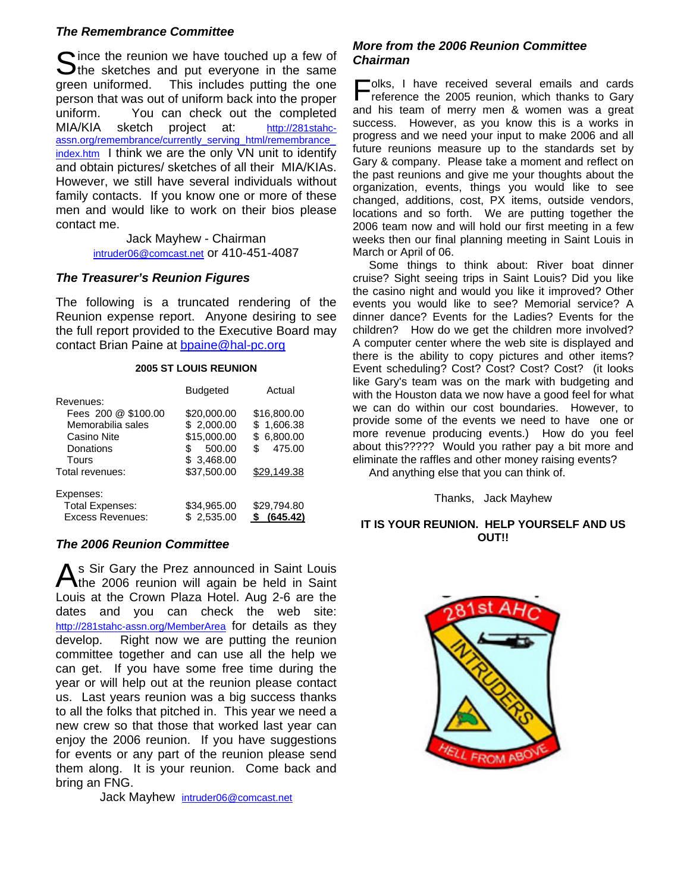### *The Remembrance Committee*

Since the reunion we have touched up a few of the sketches and put everyone in the same green uniformed. This includes putting the one person that was out of uniform back into the proper uniform. You can check out the completed MIA/KIA sketch project at: http://281stahc-assn.org/remembrance/currently_serving_html/remembrance_index.htm I think we are the only VN unit to identify and obtain pictures/ sketches of all their MIA/KIAs. However, we still have several individuals without family contacts. If you know one or more of these men and would like to work on their bios please contact me.

Jack Mayhew - Chairman
intruder06@comcast.net or 410-451-4087

### *The Treasurer's Reunion Figures*

The following is a truncated rendering of the Reunion expense report. Anyone desiring to see the full report provided to the Executive Board may contact Brian Paine at bpaine@hal-pc.org

**2005 ST LOUIS REUNION**

| | Budgeted | Actual |
|---|---|---|
| Revenues: | | |
| Fees 200 @ $100.00 | $20,000.00 | $16,800.00 |
| Memorabilia sales | $ 2,000.00 | $ 1,606.38 |
| Casino Nite | $15,000.00 | $ 6,800.00 |
| Donations | $ 500.00 | $ 475.00 |
| Tours | $ 3,468.00 | |
| Total revenues: | $37,500.00 | $29,149.38 |
| Expenses: | | |
| Total Expenses: | $34,965.00 | $29,794.80 |
| Excess Revenues: | $ 2,535.00 | $ (645.42) |

### *The 2006 Reunion Committee*

As Sir Gary the Prez announced in Saint Louis the 2006 reunion will again be held in Saint Louis at the Crown Plaza Hotel. Aug 2-6 are the dates and you can check the web site: http://281stahc-assn.org/MemberArea for details as they develop. Right now we are putting the reunion committee together and can use all the help we can get. If you have some free time during the year or will help out at the reunion please contact us. Last years reunion was a big success thanks to all the folks that pitched in. This year we need a new crew so that those that worked last year can enjoy the 2006 reunion. If you have suggestions for events or any part of the reunion please send them along. It is your reunion. Come back and bring an FNG.

Jack Mayhew intruder06@comcast.net

### *More from the 2006 Reunion Committee Chairman*

Folks, I have received several emails and cards reference the 2005 reunion, which thanks to Gary and his team of merry men & women was a great success. However, as you know this is a works in progress and we need your input to make 2006 and all future reunions measure up to the standards set by Gary & company. Please take a moment and reflect on the past reunions and give me your thoughts about the organization, events, things you would like to see changed, additions, cost, PX items, outside vendors, locations and so forth. We are putting together the 2006 team now and will hold our first meeting in a few weeks then our final planning meeting in Saint Louis in March or April of 06.

Some things to think about: River boat dinner cruise? Sight seeing trips in Saint Louis? Did you like the casino night and would you like it improved? Other events you would like to see? Memorial service? A dinner dance? Events for the Ladies? Events for the children? How do we get the children more involved? A computer center where the web site is displayed and there is the ability to copy pictures and other items? Event scheduling? Cost? Cost? Cost? (it looks like Gary's team was on the mark with budgeting and with the Houston data we now have a good feel for what we can do within our cost boundaries. However, to provide some of the events we need to have one or more revenue producing events.) How do you feel about this????? Would you rather pay a bit more and eliminate the raffles and other money raising events?

And anything else that you can think of.

Thanks, Jack Mayhew

**IT IS YOUR REUNION. HELP YOURSELF AND US OUT!!**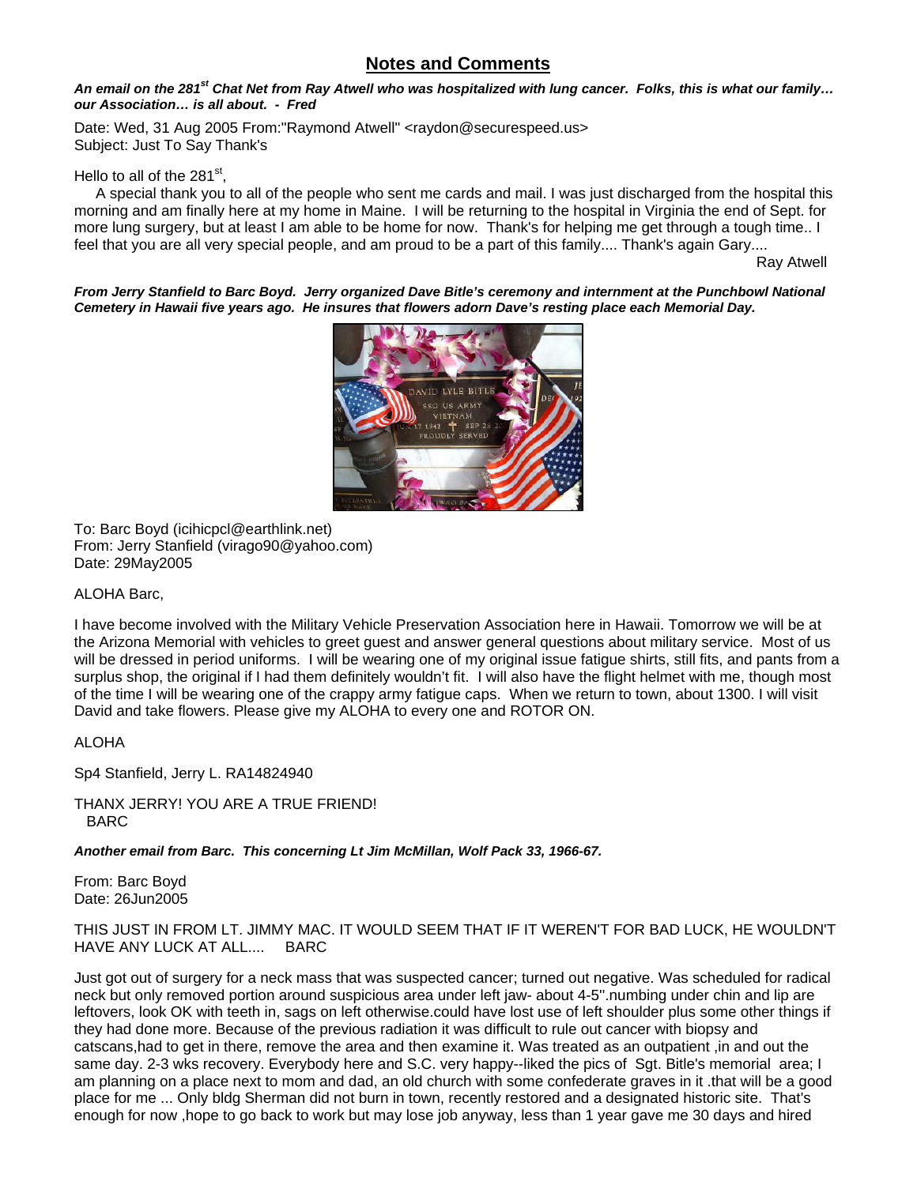## Notes and Comments

***An email on the 281st Chat Net from Ray Atwell who was hospitalized with lung cancer. Folks, this is what our family… our Association… is all about. - Fred***

Date: Wed, 31 Aug 2005 From:"Raymond Atwell" <raydon@securespeed.us>
Subject: Just To Say Thank's

Hello to all of the 281st,

A special thank you to all of the people who sent me cards and mail. I was just discharged from the hospital this morning and am finally here at my home in Maine. I will be returning to the hospital in Virginia the end of Sept. for more lung surgery, but at least I am able to be home for now. Thank's for helping me get through a tough time.. I feel that you are all very special people, and am proud to be a part of this family.... Thank's again Gary....

Ray Atwell

***From Jerry Stanfield to Barc Boyd. Jerry organized Dave Bitle's ceremony and internment at the Punchbowl National Cemetery in Hawaii five years ago. He insures that flowers adorn Dave's resting place each Memorial Day.***

To: Barc Boyd (icihicpcl@earthlink.net)
From: Jerry Stanfield (virago90@yahoo.com)
Date: 29May2005

ALOHA Barc,

I have become involved with the Military Vehicle Preservation Association here in Hawaii. Tomorrow we will be at the Arizona Memorial with vehicles to greet guest and answer general questions about military service. Most of us will be dressed in period uniforms. I will be wearing one of my original issue fatigue shirts, still fits, and pants from a surplus shop, the original if I had them definitely wouldn't fit. I will also have the flight helmet with me, though most of the time I will be wearing one of the crappy army fatigue caps. When we return to town, about 1300. I will visit David and take flowers. Please give my ALOHA to every one and ROTOR ON.

ALOHA

Sp4 Stanfield, Jerry L. RA14824940

THANX JERRY! YOU ARE A TRUE FRIEND!
BARC

***Another email from Barc. This concerning Lt Jim McMillan, Wolf Pack 33, 1966-67.***

From: Barc Boyd
Date: 26Jun2005

THIS JUST IN FROM LT. JIMMY MAC. IT WOULD SEEM THAT IF IT WEREN'T FOR BAD LUCK, HE WOULDN'T HAVE ANY LUCK AT ALL.... BARC

Just got out of surgery for a neck mass that was suspected cancer; turned out negative. Was scheduled for radical neck but only removed portion around suspicious area under left jaw- about 4-5".numbing under chin and lip are leftovers, look OK with teeth in, sags on left otherwise.could have lost use of left shoulder plus some other things if they had done more. Because of the previous radiation it was difficult to rule out cancer with biopsy and catscans,had to get in there, remove the area and then examine it. Was treated as an outpatient ,in and out the same day. 2-3 wks recovery. Everybody here and S.C. very happy--liked the pics of Sgt. Bitle's memorial area; I am planning on a place next to mom and dad, an old church with some confederate graves in it .that will be a good place for me ... Only bldg Sherman did not burn in town, recently restored and a designated historic site. That's enough for now ,hope to go back to work but may lose job anyway, less than 1 year gave me 30 days and hired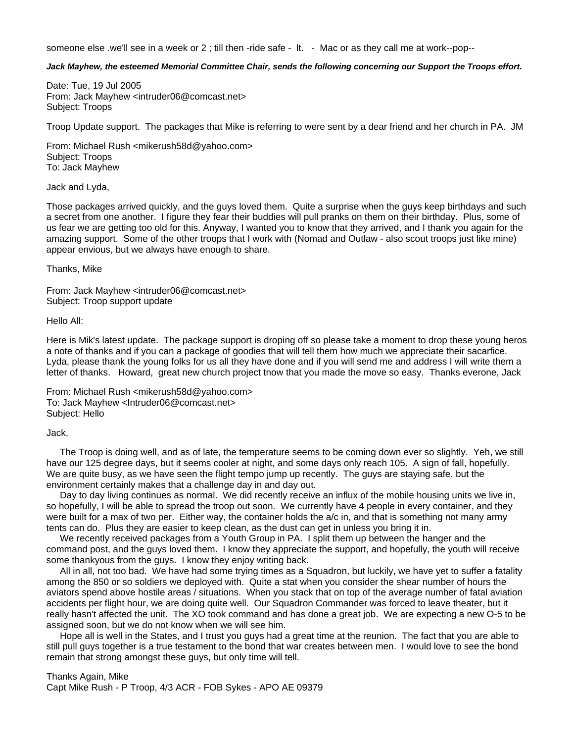someone else .we'll see in a week or 2 ; till then -ride safe - lt. - Mac or as they call me at work--pop--

***Jack Mayhew, the esteemed Memorial Committee Chair, sends the following concerning our Support the Troops effort.***

Date: Tue, 19 Jul 2005
From: Jack Mayhew <intruder06@comcast.net>
Subject: Troops

Troop Update support. The packages that Mike is referring to were sent by a dear friend and her church in PA. JM

From: Michael Rush <mikerush58d@yahoo.com>
Subject: Troops
To: Jack Mayhew

Jack and Lyda,

Those packages arrived quickly, and the guys loved them. Quite a surprise when the guys keep birthdays and such a secret from one another. I figure they fear their buddies will pull pranks on them on their birthday. Plus, some of us fear we are getting too old for this. Anyway, I wanted you to know that they arrived, and I thank you again for the amazing support. Some of the other troops that I work with (Nomad and Outlaw - also scout troops just like mine) appear envious, but we always have enough to share.

Thanks, Mike

From: Jack Mayhew <intruder06@comcast.net>
Subject: Troop support update

Hello All:

Here is Mik's latest update. The package support is droping off so please take a moment to drop these young heros a note of thanks and if you can a package of goodies that will tell them how much we appreciate their sacarfice. Lyda, please thank the young folks for us all they have done and if you will send me and address I will write them a letter of thanks. Howard, great new church project tnow that you made the move so easy. Thanks everone, Jack

From: Michael Rush <mikerush58d@yahoo.com>
To: Jack Mayhew <Intruder06@comcast.net>
Subject: Hello

Jack,

The Troop is doing well, and as of late, the temperature seems to be coming down ever so slightly. Yeh, we still have our 125 degree days, but it seems cooler at night, and some days only reach 105. A sign of fall, hopefully. We are quite busy, as we have seen the flight tempo jump up recently. The guys are staying safe, but the environment certainly makes that a challenge day in and day out.

Day to day living continues as normal. We did recently receive an influx of the mobile housing units we live in, so hopefully, I will be able to spread the troop out soon. We currently have 4 people in every container, and they were built for a max of two per. Either way, the container holds the a/c in, and that is something not many army tents can do. Plus they are easier to keep clean, as the dust can get in unless you bring it in.

We recently received packages from a Youth Group in PA. I split them up between the hanger and the command post, and the guys loved them. I know they appreciate the support, and hopefully, the youth will receive some thankyous from the guys. I know they enjoy writing back.

All in all, not too bad. We have had some trying times as a Squadron, but luckily, we have yet to suffer a fatality among the 850 or so soldiers we deployed with. Quite a stat when you consider the shear number of hours the aviators spend above hostile areas / situations. When you stack that on top of the average number of fatal aviation accidents per flight hour, we are doing quite well. Our Squadron Commander was forced to leave theater, but it really hasn't affected the unit. The XO took command and has done a great job. We are expecting a new O-5 to be assigned soon, but we do not know when we will see him.

Hope all is well in the States, and I trust you guys had a great time at the reunion. The fact that you are able to still pull guys together is a true testament to the bond that war creates between men. I would love to see the bond remain that strong amongst these guys, but only time will tell.

Thanks Again, Mike
Capt Mike Rush - P Troop, 4/3 ACR - FOB Sykes - APO AE 09379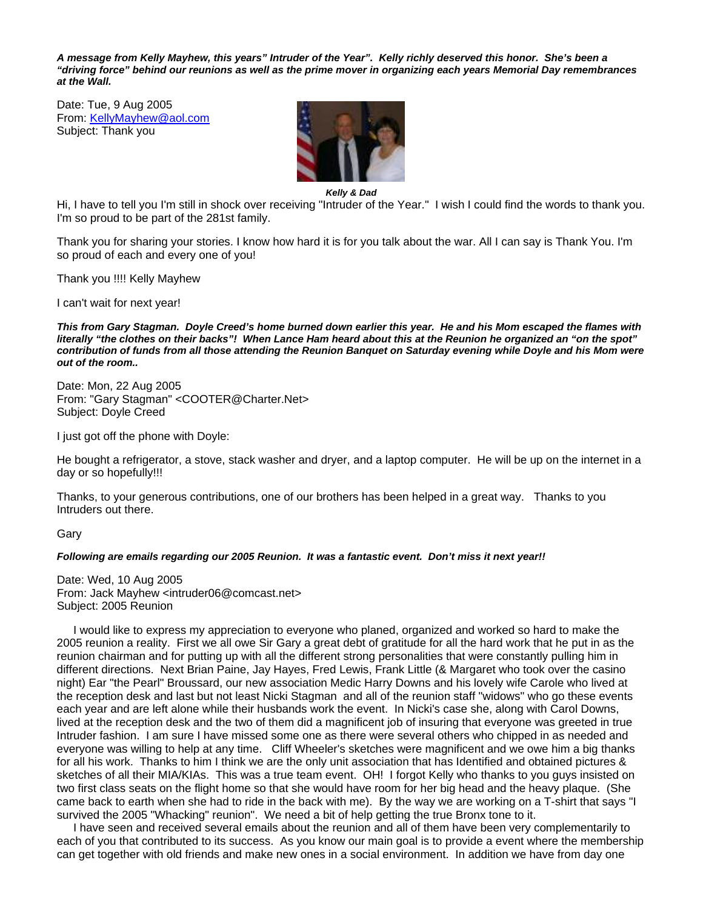***A message from Kelly Mayhew, this years" Intruder of the Year". Kelly richly deserved this honor. She's been a "driving force" behind our reunions as well as the prime mover in organizing each years Memorial Day remembrances at the Wall.***

Date: Tue, 9 Aug 2005
From: KellyMayhew@aol.com
Subject: Thank you

***Kelly & Dad***

Hi, I have to tell you I'm still in shock over receiving "Intruder of the Year." I wish I could find the words to thank you. I'm so proud to be part of the 281st family.

Thank you for sharing your stories. I know how hard it is for you talk about the war. All I can say is Thank You. I'm so proud of each and every one of you!

Thank you !!!! Kelly Mayhew

I can't wait for next year!

***This from Gary Stagman. Doyle Creed's home burned down earlier this year. He and his Mom escaped the flames with literally "the clothes on their backs"! When Lance Ham heard about this at the Reunion he organized an "on the spot" contribution of funds from all those attending the Reunion Banquet on Saturday evening while Doyle and his Mom were out of the room..***

Date: Mon, 22 Aug 2005
From: "Gary Stagman" <COOTER@Charter.Net>
Subject: Doyle Creed

I just got off the phone with Doyle:

He bought a refrigerator, a stove, stack washer and dryer, and a laptop computer. He will be up on the internet in a day or so hopefully!!!

Thanks, to your generous contributions, one of our brothers has been helped in a great way. Thanks to you Intruders out there.

Gary

***Following are emails regarding our 2005 Reunion. It was a fantastic event. Don't miss it next year!!***

Date: Wed, 10 Aug 2005
From: Jack Mayhew <intruder06@comcast.net>
Subject: 2005 Reunion

I would like to express my appreciation to everyone who planed, organized and worked so hard to make the 2005 reunion a reality. First we all owe Sir Gary a great debt of gratitude for all the hard work that he put in as the reunion chairman and for putting up with all the different strong personalities that were constantly pulling him in different directions. Next Brian Paine, Jay Hayes, Fred Lewis, Frank Little (& Margaret who took over the casino night) Ear "the Pearl" Broussard, our new association Medic Harry Downs and his lovely wife Carole who lived at the reception desk and last but not least Nicki Stagman and all of the reunion staff "widows" who go these events each year and are left alone while their husbands work the event. In Nicki's case she, along with Carol Downs, lived at the reception desk and the two of them did a magnificent job of insuring that everyone was greeted in true Intruder fashion. I am sure I have missed some one as there were several others who chipped in as needed and everyone was willing to help at any time. Cliff Wheeler's sketches were magnificent and we owe him a big thanks for all his work. Thanks to him I think we are the only unit association that has Identified and obtained pictures & sketches of all their MIA/KIAs. This was a true team event. OH! I forgot Kelly who thanks to you guys insisted on two first class seats on the flight home so that she would have room for her big head and the heavy plaque. (She came back to earth when she had to ride in the back with me). By the way we are working on a T-shirt that says "I survived the 2005 "Whacking" reunion". We need a bit of help getting the true Bronx tone to it.

I have seen and received several emails about the reunion and all of them have been very complementarily to each of you that contributed to its success. As you know our main goal is to provide a event where the membership can get together with old friends and make new ones in a social environment. In addition we have from day one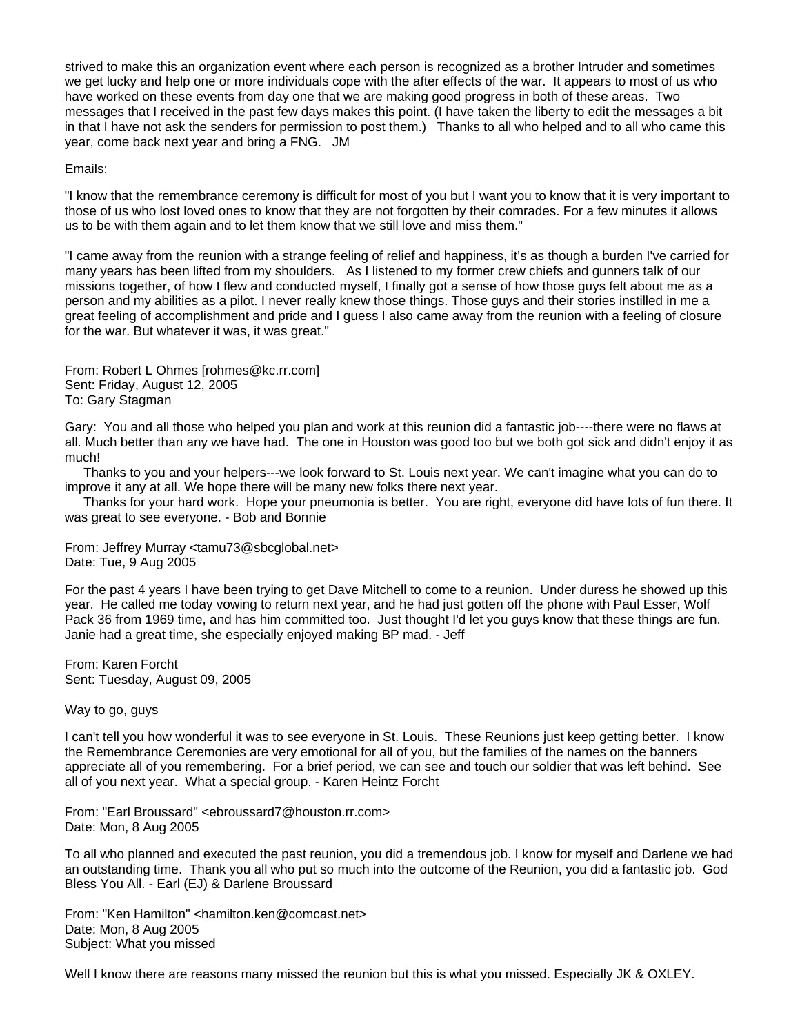strived to make this an organization event where each person is recognized as a brother Intruder and sometimes we get lucky and help one or more individuals cope with the after effects of the war. It appears to most of us who have worked on these events from day one that we are making good progress in both of these areas. Two messages that I received in the past few days makes this point. (I have taken the liberty to edit the messages a bit in that I have not ask the senders for permission to post them.) Thanks to all who helped and to all who came this year, come back next year and bring a FNG. JM

Emails:

"I know that the remembrance ceremony is difficult for most of you but I want you to know that it is very important to those of us who lost loved ones to know that they are not forgotten by their comrades. For a few minutes it allows us to be with them again and to let them know that we still love and miss them."

"I came away from the reunion with a strange feeling of relief and happiness, it's as though a burden I've carried for many years has been lifted from my shoulders. As I listened to my former crew chiefs and gunners talk of our missions together, of how I flew and conducted myself, I finally got a sense of how those guys felt about me as a person and my abilities as a pilot. I never really knew those things. Those guys and their stories instilled in me a great feeling of accomplishment and pride and I guess I also came away from the reunion with a feeling of closure for the war. But whatever it was, it was great."

From: Robert L Ohmes [rohmes@kc.rr.com]
Sent: Friday, August 12, 2005
To: Gary Stagman

Gary: You and all those who helped you plan and work at this reunion did a fantastic job----there were no flaws at all. Much better than any we have had. The one in Houston was good too but we both got sick and didn't enjoy it as much!

Thanks to you and your helpers---we look forward to St. Louis next year. We can't imagine what you can do to improve it any at all. We hope there will be many new folks there next year.

Thanks for your hard work. Hope your pneumonia is better. You are right, everyone did have lots of fun there. It was great to see everyone. - Bob and Bonnie

From: Jeffrey Murray <tamu73@sbcglobal.net>
Date: Tue, 9 Aug 2005

For the past 4 years I have been trying to get Dave Mitchell to come to a reunion. Under duress he showed up this year. He called me today vowing to return next year, and he had just gotten off the phone with Paul Esser, Wolf Pack 36 from 1969 time, and has him committed too. Just thought I'd let you guys know that these things are fun. Janie had a great time, she especially enjoyed making BP mad. - Jeff

From: Karen Forcht
Sent: Tuesday, August 09, 2005

Way to go, guys

I can't tell you how wonderful it was to see everyone in St. Louis. These Reunions just keep getting better. I know the Remembrance Ceremonies are very emotional for all of you, but the families of the names on the banners appreciate all of you remembering. For a brief period, we can see and touch our soldier that was left behind. See all of you next year. What a special group. - Karen Heintz Forcht

From: "Earl Broussard" <ebroussard7@houston.rr.com>
Date: Mon, 8 Aug 2005

To all who planned and executed the past reunion, you did a tremendous job. I know for myself and Darlene we had an outstanding time. Thank you all who put so much into the outcome of the Reunion, you did a fantastic job. God Bless You All. - Earl (EJ) & Darlene Broussard

From: "Ken Hamilton" <hamilton.ken@comcast.net>
Date: Mon, 8 Aug 2005
Subject: What you missed

Well I know there are reasons many missed the reunion but this is what you missed. Especially JK & OXLEY.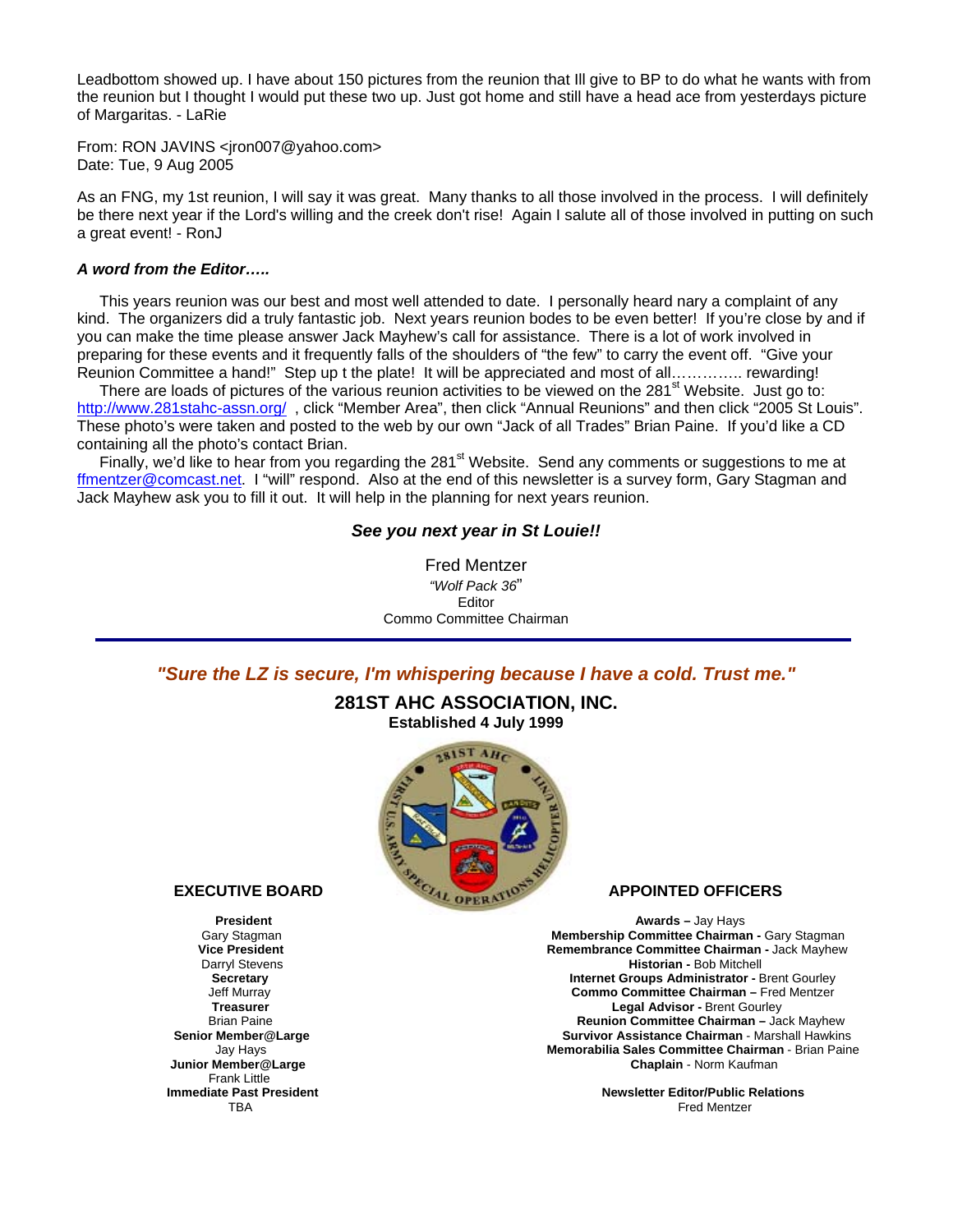Leadbottom showed up. I have about 150 pictures from the reunion that Ill give to BP to do what he wants with from the reunion but I thought I would put these two up. Just got home and still have a head ace from yesterdays picture of Margaritas. - LaRie

From: RON JAVINS <jron007@yahoo.com>
Date: Tue, 9 Aug 2005

As an FNG, my 1st reunion, I will say it was great. Many thanks to all those involved in the process. I will definitely be there next year if the Lord's willing and the creek don't rise! Again I salute all of those involved in putting on such a great event! - RonJ

***A word from the Editor…..***

This years reunion was our best and most well attended to date. I personally heard nary a complaint of any kind. The organizers did a truly fantastic job. Next years reunion bodes to be even better! If you're close by and if you can make the time please answer Jack Mayhew's call for assistance. There is a lot of work involved in preparing for these events and it frequently falls of the shoulders of "the few" to carry the event off. "Give your Reunion Committee a hand!" Step up t the plate! It will be appreciated and most of all………….. rewarding!

There are loads of pictures of the various reunion activities to be viewed on the 281st Website. Just go to: http://www.281stahc-assn.org/ , click "Member Area", then click "Annual Reunions" and then click "2005 St Louis". These photo's were taken and posted to the web by our own "Jack of all Trades" Brian Paine. If you'd like a CD containing all the photo's contact Brian.

Finally, we'd like to hear from you regarding the 281st Website. Send any comments or suggestions to me at ffmentzer@comcast.net. I "will" respond. Also at the end of this newsletter is a survey form, Gary Stagman and Jack Mayhew ask you to fill it out. It will help in the planning for next years reunion.

***See you next year in St Louie!!***

Fred Mentzer
*"Wolf Pack 36"*
Editor
Commo Committee Chairman

---

***"Sure the LZ is secure, I'm whispering because I have a cold. Trust me."***

**281ST AHC ASSOCIATION, INC.**
**Established 4 July 1999**

**EXECUTIVE BOARD**

**President**
Gary Stagman
**Vice President**
Darryl Stevens
**Secretary**
Jeff Murray
**Treasurer**
Brian Paine
**Senior Member@Large**
Jay Hays
**Junior Member@Large**
Frank Little
**Immediate Past President**
TBA

**APPOINTED OFFICERS**

**Awards –** Jay Hays
**Membership Committee Chairman -** Gary Stagman
**Remembrance Committee Chairman -** Jack Mayhew
**Historian -** Bob Mitchell
**Internet Groups Administrator -** Brent Gourley
**Commo Committee Chairman –** Fred Mentzer
**Legal Advisor -** Brent Gourley
**Reunion Committee Chairman –** Jack Mayhew
**Survivor Assistance Chairman** - Marshall Hawkins
**Memorabilia Sales Committee Chairman** - Brian Paine
**Chaplain** - Norm Kaufman

**Newsletter Editor/Public Relations**
Fred Mentzer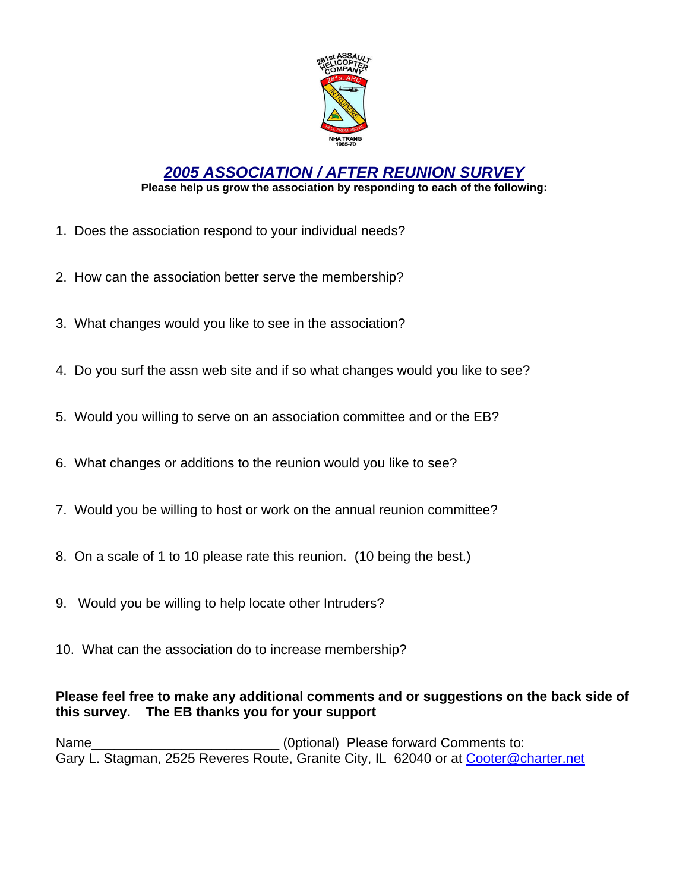## *2005 ASSOCIATION / AFTER REUNION SURVEY*

**Please help us grow the association by responding to each of the following:**

1. Does the association respond to your individual needs?

2. How can the association better serve the membership?

3. What changes would you like to see in the association?

4. Do you surf the assn web site and if so what changes would you like to see?

5. Would you willing to serve on an association committee and or the EB?

6. What changes or additions to the reunion would you like to see?

7. Would you be willing to host or work on the annual reunion committee?

8. On a scale of 1 to 10 please rate this reunion. (10 being the best.)

9. Would you be willing to help locate other Intruders?

10. What can the association do to increase membership?

**Please feel free to make any additional comments and or suggestions on the back side of this survey. The EB thanks you for your support**

Name_________________________ (0ptional) Please forward Comments to:
Gary L. Stagman, 2525 Reveres Route, Granite City, IL 62040 or at Cooter@charter.net